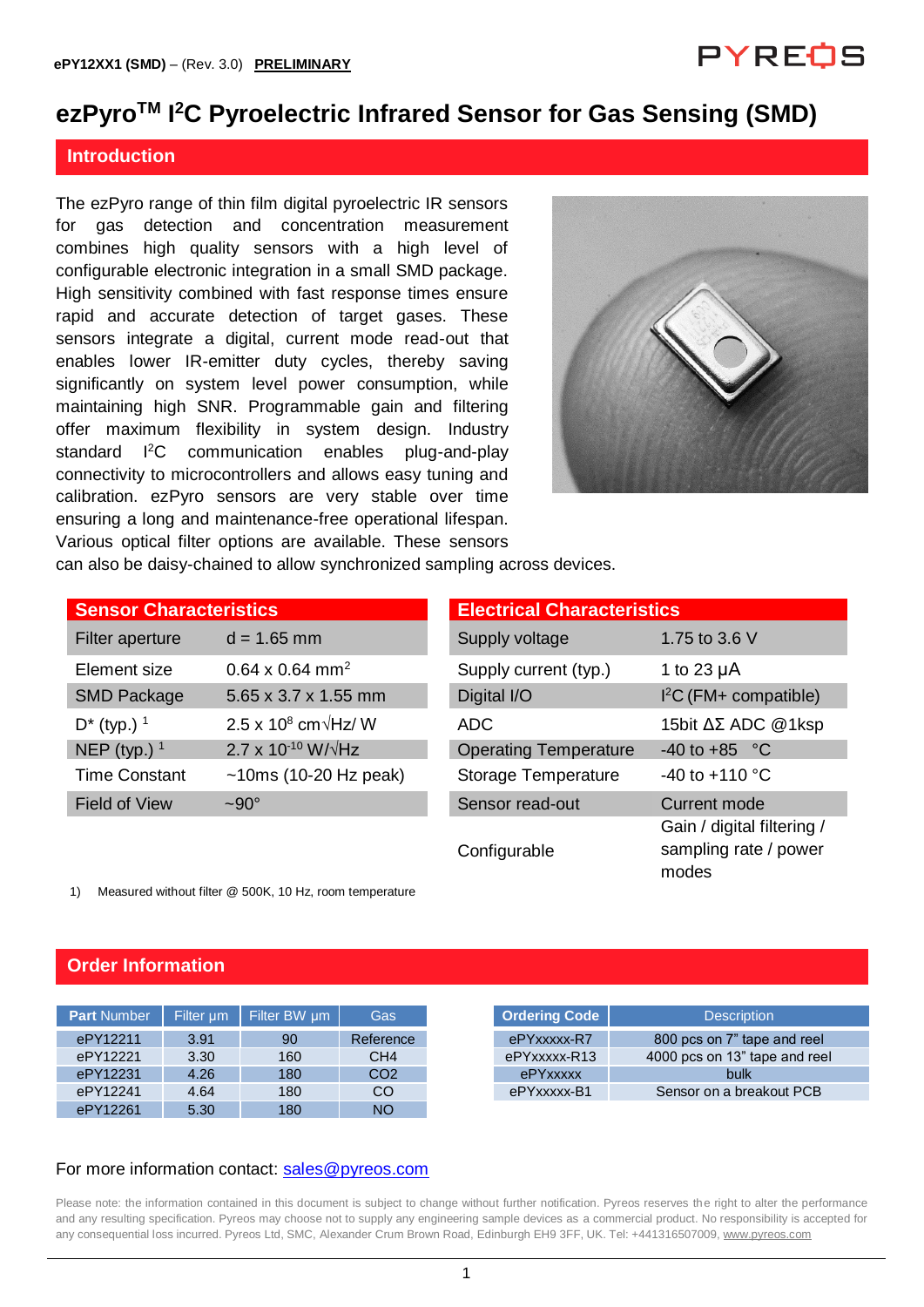# ezPyro™ I²C Pyroelectric Infrared Sensor for Gas Sensing (SMD)

## Introduction

The ezPyro range of thin film digital pyroelectric IR sensors for gas detection and concentration measurement combines high quality sensors with a high level of configurable electronic integration in a small SMD package. High sensitivity combined with fast response times ensure rapid and accurate detection of target gases. These sensors integrate a digital, current mode read-out that enables lower IR-emitter duty cycles, thereby saving significantly on system level power consumption, while maintaining high SNR. Programmable gain and filtering offer maximum flexibility in system design. Industry standard I²C communication enables plug-and-play connectivity to microcontrollers and allows easy tuning and calibration. ezPyro sensors are very stable over time ensuring a long and maintenance-free operational lifespan. Various optical filter options are available. These sensors can also be daisy-chained to allow synchronized sampling across devices.

| Sensor Characteristics | |
|---|---|
| Filter aperture | d = 1.65 mm |
| Element size | 0.64 x 0.64 mm$^2$ |
| SMD Package | 5.65 x 3.7 x 1.55 mm |
| D* (typ.) [1] | 2.5 x $10^8$ cm√Hz/ W |
| NEP (typ.) [1] | 2.7 x $10^{-10}$ W/√Hz |
| Time Constant | ~10ms (10-20 Hz peak) |
| Field of View | ~90° |

1) Measured without filter @ 500K, 10 Hz, room temperature

| Electrical Characteristics | |
|---|---|
| Supply voltage | 1.75 to 3.6 V |
| Supply current (typ.) | 1 to 23 µA |
| Digital I/O | I²C (FM+ compatible) |
| ADC | 15bit ΔΣ ADC @1ksp |
| Operating Temperature | -40 to +85 °C |
| Storage Temperature | -40 to +110 °C |
| Sensor read-out | Current mode |
| Configurable | Gain / digital filtering / sampling rate / power modes |

## Order Information

| Part Number | Filter µm | Filter BW µm | Gas |
|---|---|---|---|
| ePY12211 | 3.91 | 90 | Reference |
| ePY12221 | 3.30 | 160 | $CH_4$ |
| ePY12231 | 4.26 | 180 | $CO_2$ |
| ePY12241 | 4.64 | 180 | CO |
| ePY12261 | 5.30 | 180 | NO |

| Ordering Code | Description |
|---|---|
| ePYxxxxx-R7 | 800 pcs on 7" tape and reel |
| ePYxxxxx-R13 | 4000 pcs on 13" tape and reel |
| ePYxxxxx | bulk |
| ePYxxxxx-B1 | Sensor on a breakout PCB |

For more information contact: sales@pyreos.com

Please note: the information contained in this document is subject to change without further notification. Pyreos reserves the right to alter the performance and any resulting specification. Pyreos may choose not to supply any engineering sample devices as a commercial product. No responsibility is accepted for any consequential loss incurred. Pyreos Ltd, SMC, Alexander Crum Brown Road, Edinburgh EH9 3FF, UK. Tel: +441316507009, www.pyreos.com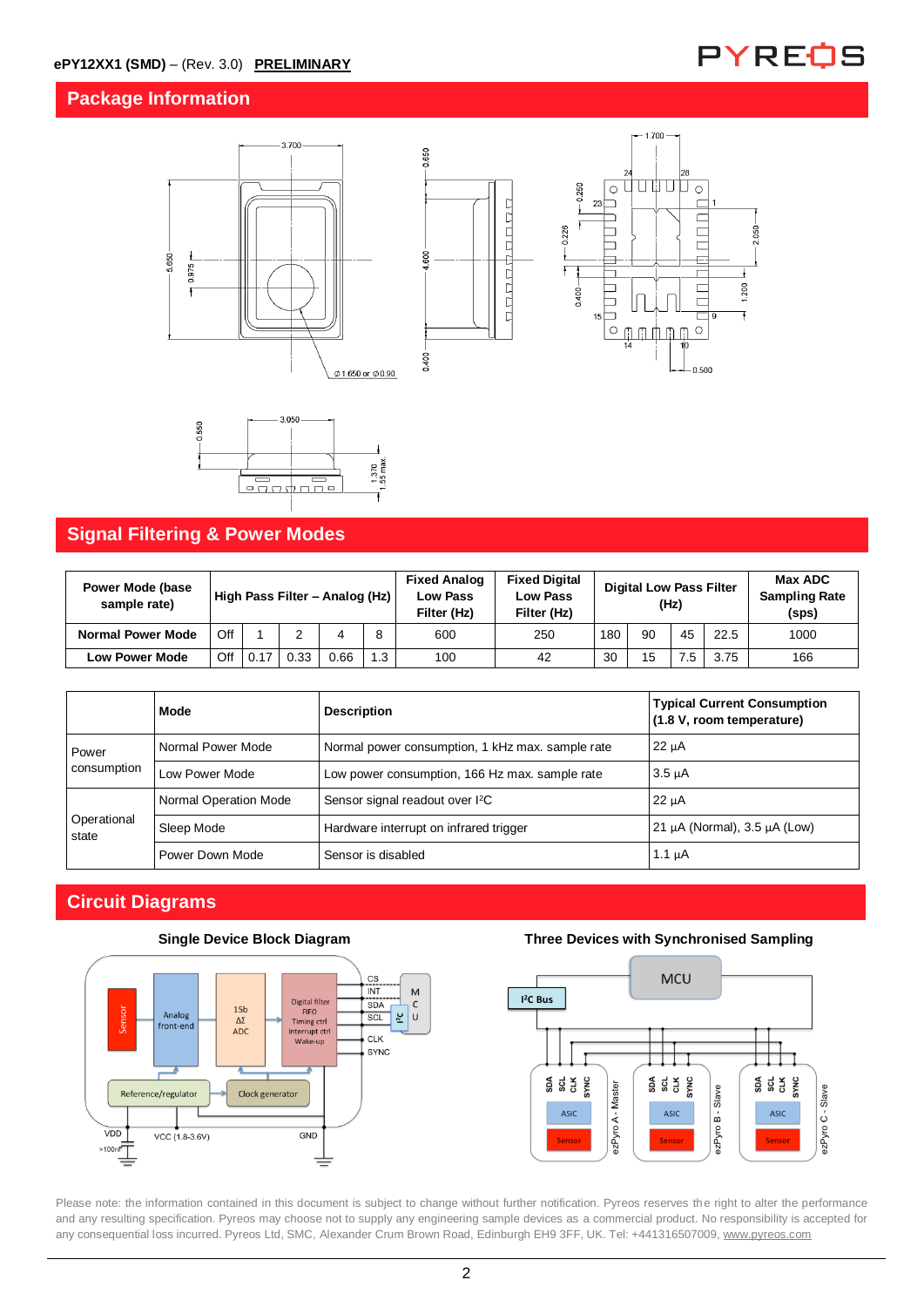## Package Information

## Signal Filtering & Power Modes

| Power Mode (base sample rate) | High Pass Filter – Analog (Hz) | | | | | Fixed Analog Low Pass Filter (Hz) | Fixed Digital Low Pass Filter (Hz) | Digital Low Pass Filter (Hz) | | | | Max ADC Sampling Rate (sps) |
|---|---|---|---|---|---|---|---|---|---|---|---|---|
| **Normal Power Mode** | Off | 1 | 2 | 4 | 8 | 600 | 250 | 180 | 90 | 45 | 22.5 | 1000 |
| **Low Power Mode** | Off | 0.17 | 0.33 | 0.66 | 1.3 | 100 | 42 | 30 | 15 | 7.5 | 3.75 | 166 |

| | Mode | Description | Typical Current Consumption (1.8 V, room temperature) |
|---|---|---|---|
| Power consumption | Normal Power Mode | Normal power consumption, 1 kHz max. sample rate | 22 µA |
| | Low Power Mode | Low power consumption, 166 Hz max. sample rate | 3.5 µA |
| Operational state | Normal Operation Mode | Sensor signal readout over I²C | 22 µA |
| | Sleep Mode | Hardware interrupt on infrared trigger | 21 µA (Normal), 3.5 µA (Low) |
| | Power Down Mode | Sensor is disabled | 1.1 µA |

## Circuit Diagrams

**Single Device Block Diagram**

**Three Devices with Synchronised Sampling**

Please note: the information contained in this document is subject to change without further notification. Pyreos reserves the right to alter the performance and any resulting specification. Pyreos may choose not to supply any engineering sample devices as a commercial product. No responsibility is accepted for any consequential loss incurred. Pyreos Ltd, SMC, Alexander Crum Brown Road, Edinburgh EH9 3FF, UK. Tel: +441316507009, www.pyreos.com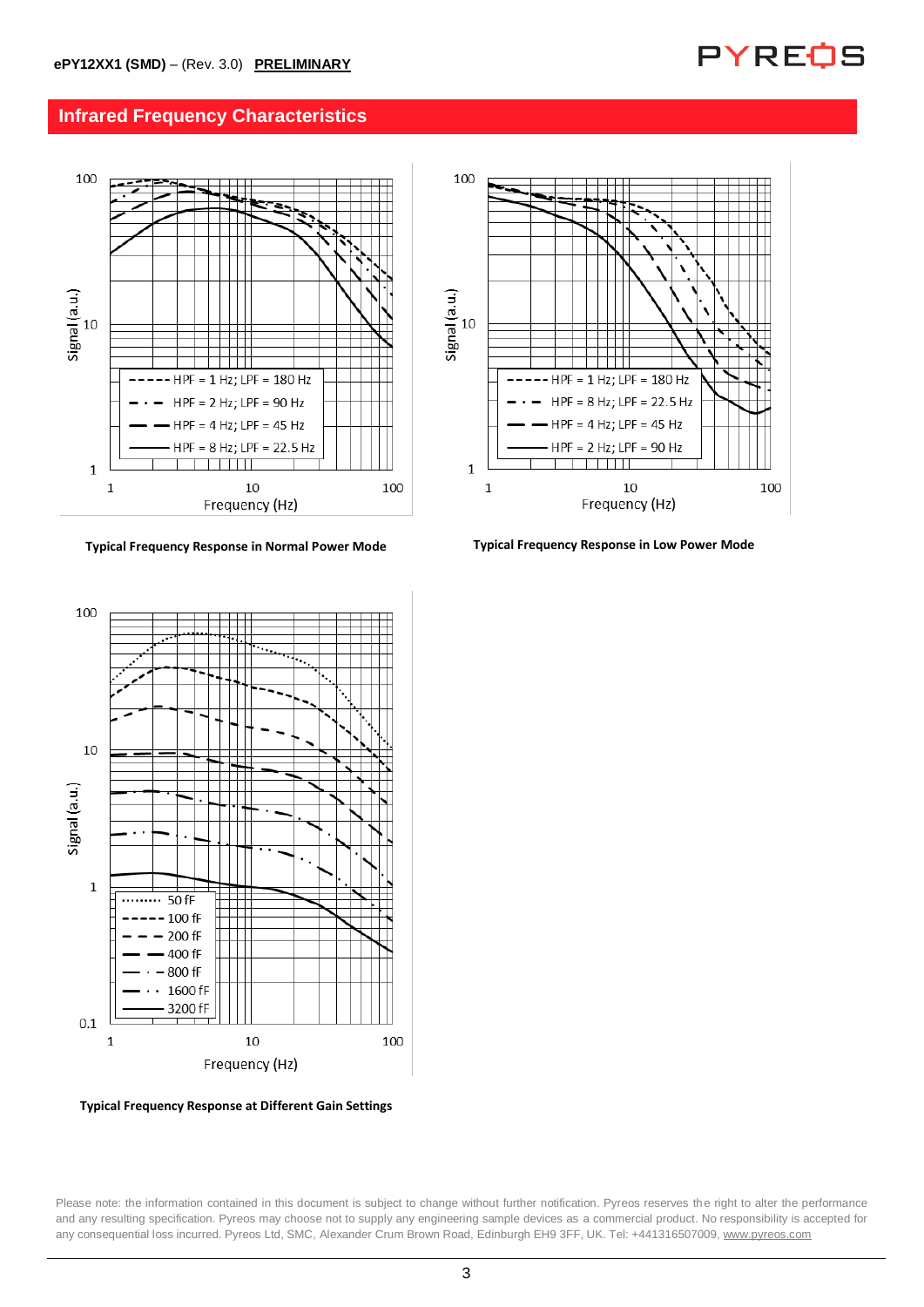## Infrared Frequency Characteristics

Typical Frequency Response in Normal Power Mode

Typical Frequency Response in Low Power Mode

Typical Frequency Response at Different Gain Settings

Please note: the information contained in this document is subject to change without further notification. Pyreos reserves the right to alter the performance and any resulting specification. Pyreos may choose not to supply any engineering sample devices as a commercial product. No responsibility is accepted for any consequential loss incurred. Pyreos Ltd, SMC, Alexander Crum Brown Road, Edinburgh EH9 3FF, UK. Tel: +441316507009, www.pyreos.com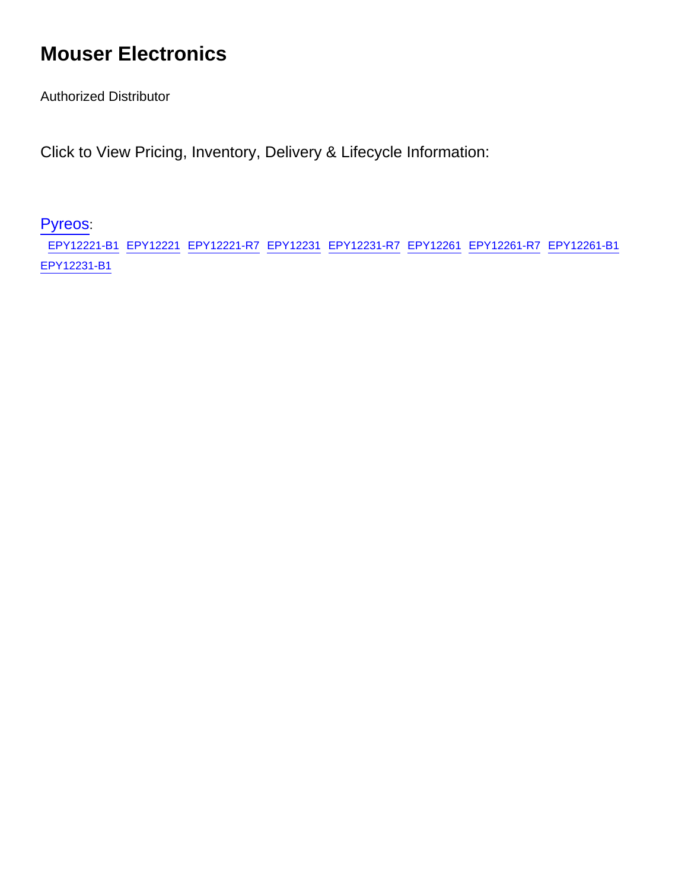# Mouser Electronics

Authorized Distributor

Click to View Pricing, Inventory, Delivery & Lifecycle Information:

Pyreos:

EPY12221-B1 EPY12221 EPY12221-R7 EPY12231 EPY12231-R7 EPY12261 EPY12261-R7 EPY12261-B1 EPY12231-B1